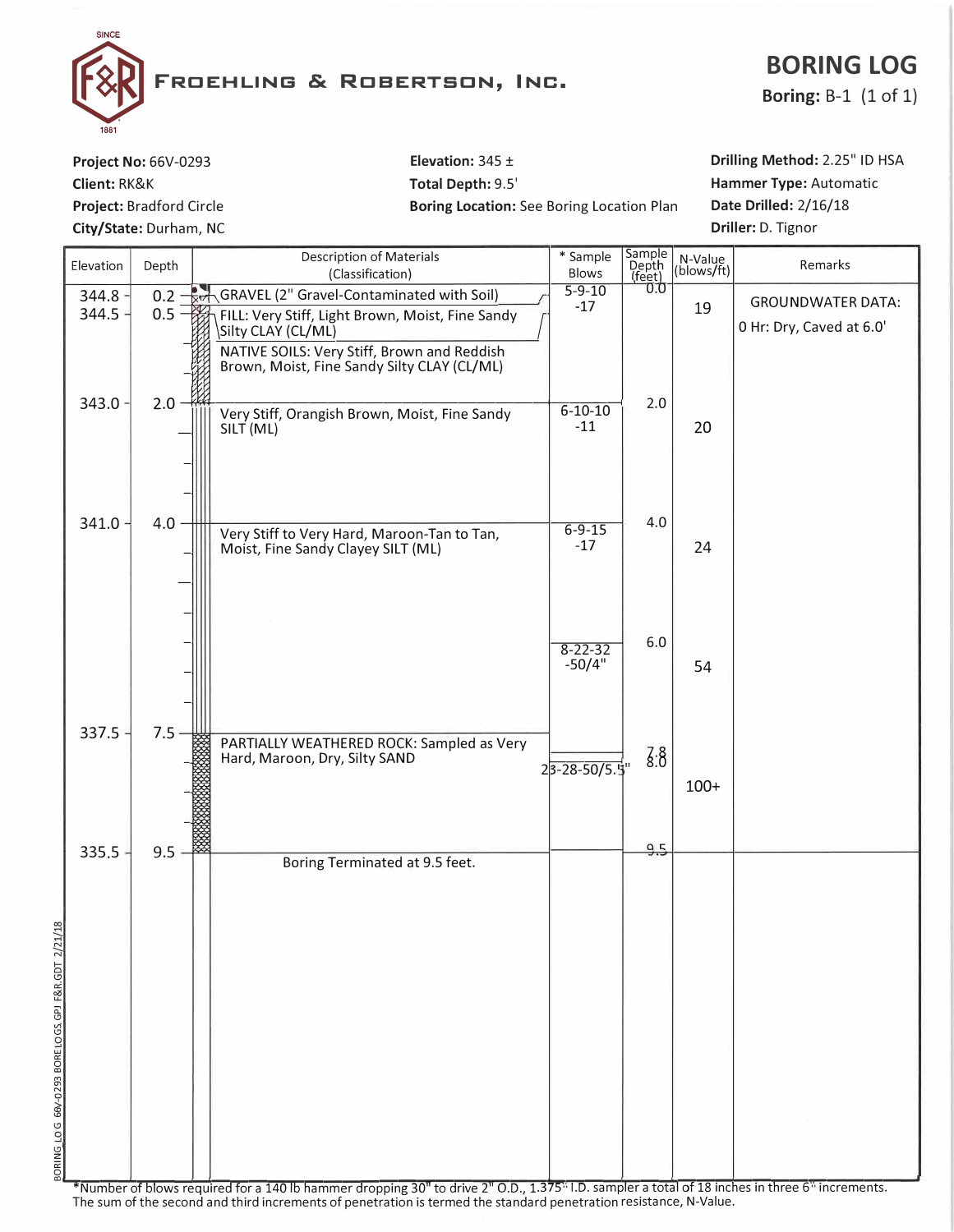# Froehling & Robertson, Inc.

SINCE 1881

## BORING LOG

**Boring:** B-1 (1 of 1)

**Project No:** 66V-0293
**Client:** RK&K
**Project:** Bradford Circle
**City/State:** Durham, NC

**Elevation:** 345 ±
**Total Depth:** 9.5'
**Boring Location:** See Boring Location Plan

**Drilling Method:** 2.25" ID HSA
**Hammer Type:** Automatic
**Date Drilled:** 2/16/18
**Driller:** D. Tignor

| Elevation | Depth | Description of Materials (Classification) | * Sample Blows | Sample Depth (feet) | N-Value (blows/ft) | Remarks |
|---|---|---|---|---|---|---|
| 344.8 | 0.2 | GRAVEL (2" Gravel-Contaminated with Soil) | 5-9-10 -17 | 0.0 | 19 | GROUNDWATER DATA: 0 Hr: Dry, Caved at 6.0' |
| 344.5 | 0.5 | FILL: Very Stiff, Light Brown, Moist, Fine Sandy Silty CLAY (CL/ML) | | | | |
| | | NATIVE SOILS: Very Stiff, Brown and Reddish Brown, Moist, Fine Sandy Silty CLAY (CL/ML) | | | | |
| 343.0 | 2.0 | Very Stiff, Orangish Brown, Moist, Fine Sandy SILT (ML) | 6-10-10 -11 | 2.0 | 20 | |
| 341.0 | 4.0 | Very Stiff to Very Hard, Maroon-Tan to Tan, Moist, Fine Sandy Clayey SILT (ML) | 6-9-15 -17 | 4.0 | 24 | |
| | | | 8-22-32 -50/4" | 6.0 | 54 | |
| 337.5 | 7.5 | PARTIALLY WEATHERED ROCK: Sampled as Very Hard, Maroon, Dry, Silty SAND | 23-28-50/5.5" | 7.8 / 8.0 | 100+ | |
| 335.5 | 9.5 | Boring Terminated at 9.5 feet. | | 9.5 | | |

*Number of blows required for a 140 lb hammer dropping 30" to drive 2" O.D., 1.375" I.D. sampler a total of 18 inches in three 6" increments. The sum of the second and third increments of penetration is termed the standard penetration resistance, N-Value.

BORING LOG 66V-0293 BORELOGS.GPJ F&R.GDT 2/21/18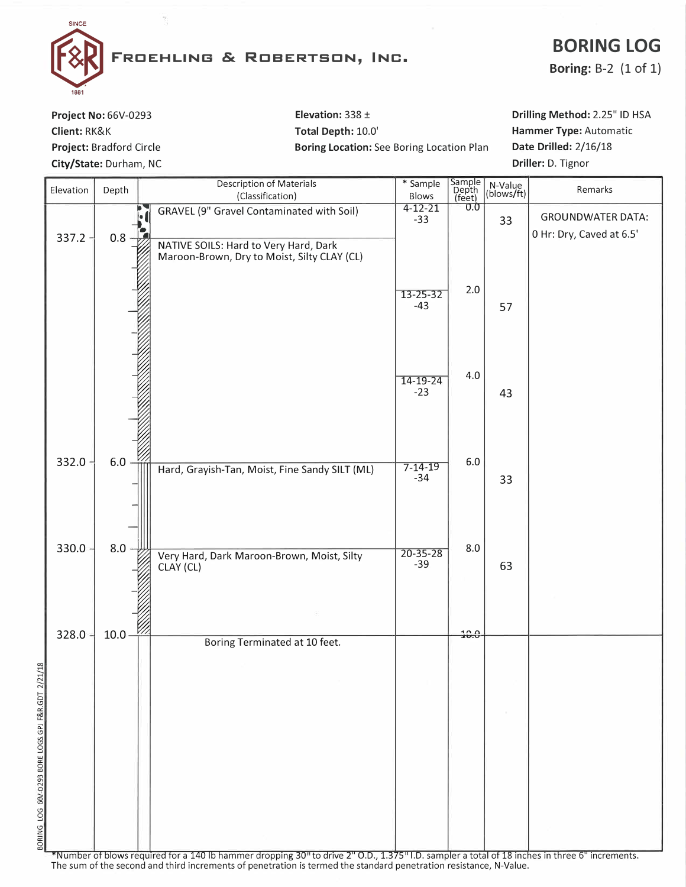**FROEHLING & ROBERTSON, INC.**

SINCE 1881

# BORING LOG

**Boring:** B-2 (1 of 1)

**Project No:** 66V-0293
**Client:** RK&K
**Project:** Bradford Circle
**City/State:** Durham, NC

**Elevation:** 338 ±
**Total Depth:** 10.0'
**Boring Location:** See Boring Location Plan

**Drilling Method:** 2.25" ID HSA
**Hammer Type:** Automatic
**Date Drilled:** 2/16/18
**Driller:** D. Tignor

| Elevation | Depth | Description of Materials (Classification) | * Sample Blows | Sample Depth (feet) | N-Value (blows/ft) | Remarks |
|---|---|---|---|---|---|---|
| | | GRAVEL (9" Gravel Contaminated with Soil) | 4-12-21 -33 | 0.0 | 33 | GROUNDWATER DATA: 0 Hr: Dry, Caved at 6.5' |
| 337.2 | 0.8 | NATIVE SOILS: Hard to Very Hard, Dark Maroon-Brown, Dry to Moist, Silty CLAY (CL) | | | | |
| | | | 13-25-32 -43 | 2.0 | 57 | |
| | | | 14-19-24 -23 | 4.0 | 43 | |
| 332.0 | 6.0 | Hard, Grayish-Tan, Moist, Fine Sandy SILT (ML) | 7-14-19 -34 | 6.0 | 33 | |
| 330.0 | 8.0 | Very Hard, Dark Maroon-Brown, Moist, Silty CLAY (CL) | 20-35-28 -39 | 8.0 | 63 | |
| 328.0 | 10.0 | Boring Terminated at 10 feet. | | 10.0 | | |

*Number of blows required for a 140 lb hammer dropping 30" to drive 2" O.D., 1.375" I.D. sampler a total of 18 inches in three 6" increments. The sum of the second and third increments of penetration is termed the standard penetration resistance, N-Value.

BORING LOG 66V-0293 BORE LOGS.GPJ F&R.GDT 2/21/18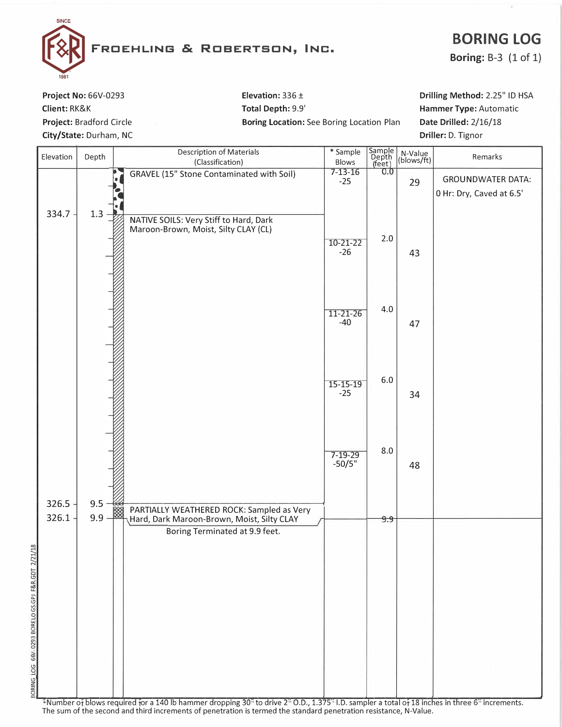**FROEHLING & ROBERTSON, INC.**

SINCE 1881

# BORING LOG

**Boring:** B-3 (1 of 1)

**Project No:** 66V-0293
**Client:** RK&K
**Project:** Bradford Circle
**City/State:** Durham, NC

**Elevation:** 336 ±
**Total Depth:** 9.9'
**Boring Location:** See Boring Location Plan

**Drilling Method:** 2.25" ID HSA
**Hammer Type:** Automatic
**Date Drilled:** 2/16/18
**Driller:** D. Tignor

| Elevation | Depth | Description of Materials (Classification) | * Sample Blows | Sample Depth (feet) | N-Value (blows/ft) | Remarks |
|---|---|---|---|---|---|---|
| | | GRAVEL (15" Stone Contaminated with Soil) | 7-13-16 -25 | 0.0 | 29 | GROUNDWATER DATA: 0 Hr: Dry, Caved at 6.5' |
| 334.7 | 1.3 | NATIVE SOILS: Very Stiff to Hard, Dark Maroon-Brown, Moist, Silty CLAY (CL) | 10-21-22 -26 | 2.0 | 43 | |
| | | | 11-21-26 -40 | 4.0 | 47 | |
| | | | 15-15-19 -25 | 6.0 | 34 | |
| | | | 7-19-29 -50/5" | 8.0 | 48 | |
| 326.5 | 9.5 | PARTIALLY WEATHERED ROCK: Sampled as Very Hard, Dark Maroon-Brown, Moist, Silty CLAY | | | | |
| 326.1 | 9.9 | Boring Terminated at 9.9 feet. | | 9.9 | | |

*Number of blows required for a 140 lb hammer dropping 30" to drive 2" O.D., 1.375" I.D. sampler a total of 18 inches in three 6" increments. The sum of the second and third increments of penetration is termed the standard penetration resistance, N-Value.

BORING LOG 66V-0293 BORELOGS.GPJ F&R.GDT 2/21/18